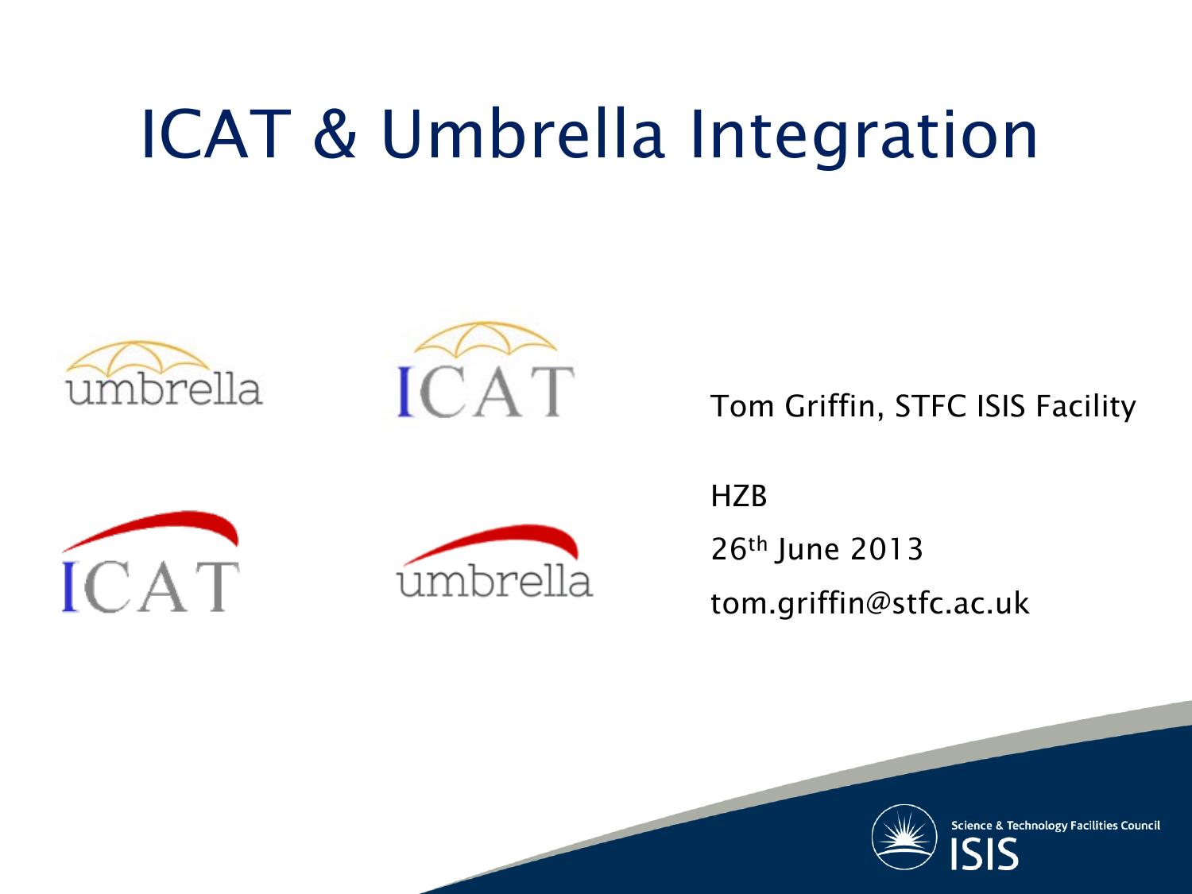# ICAT & Umbrella Integration

Tom Griffin, STFC ISIS Facility

HZB

26th June 2013

tom.griffin@stfc.ac.uk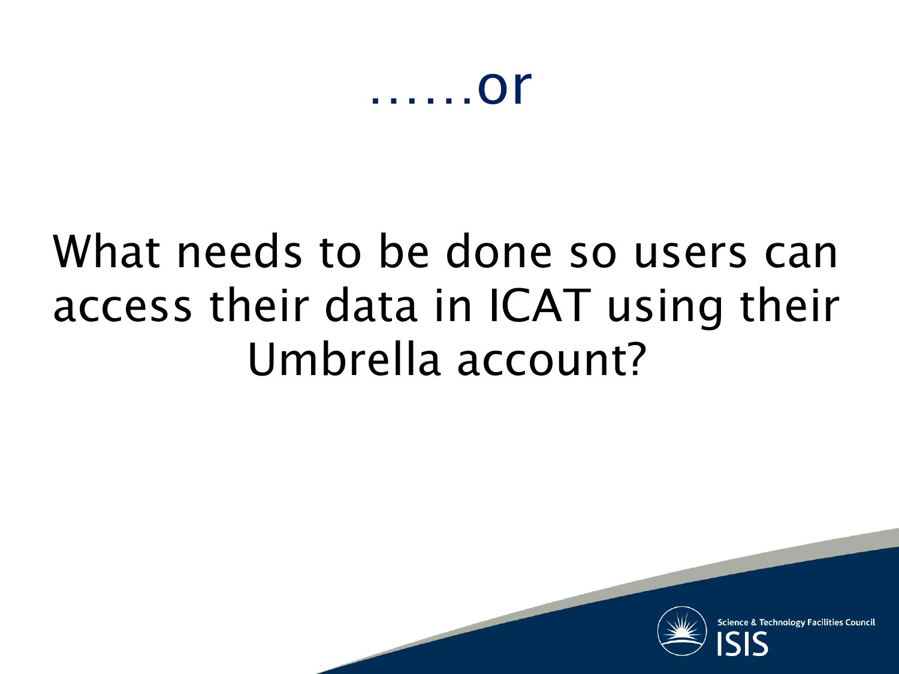# ……or

What needs to be done so users can access their data in ICAT using their Umbrella account?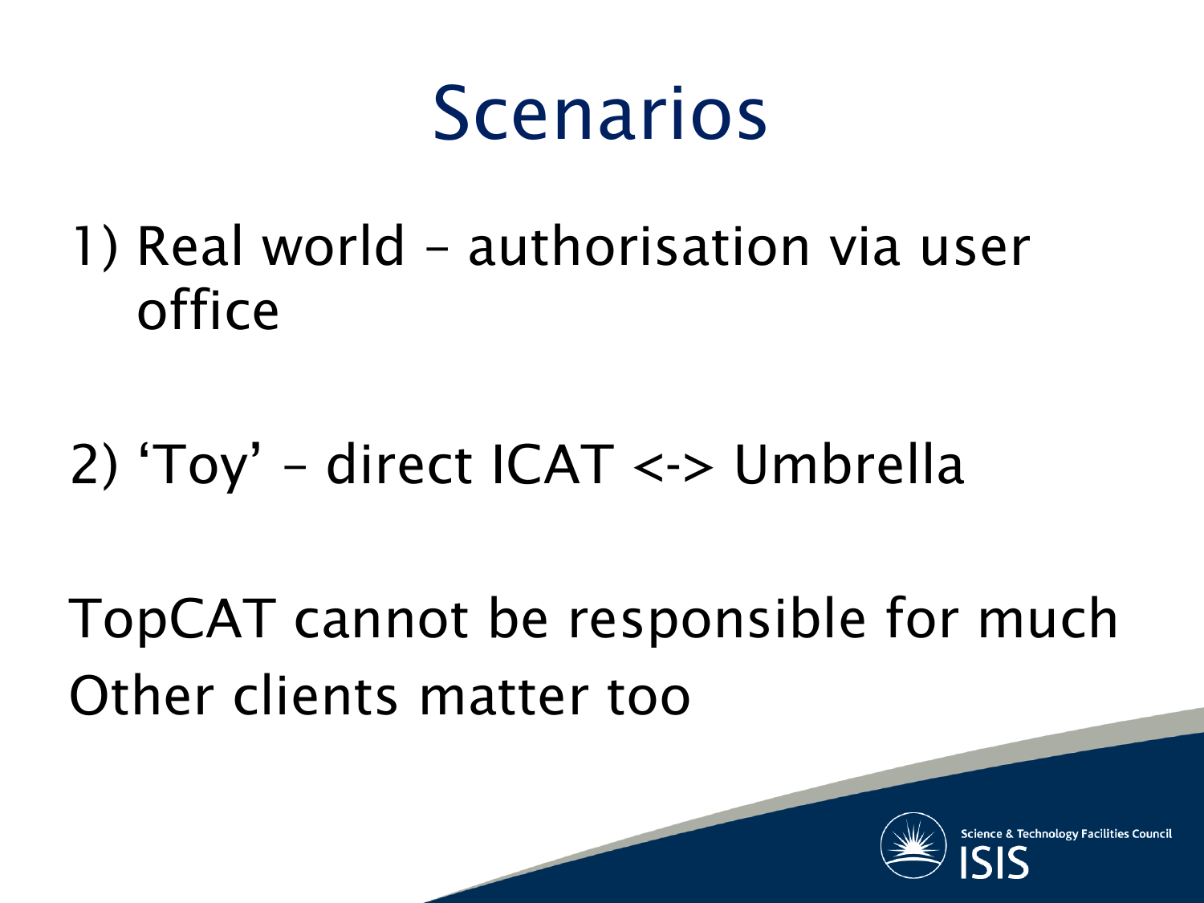# Scenarios

1) Real world – authorisation via user office

2) 'Toy' – direct ICAT <-> Umbrella

TopCAT cannot be responsible for much
Other clients matter too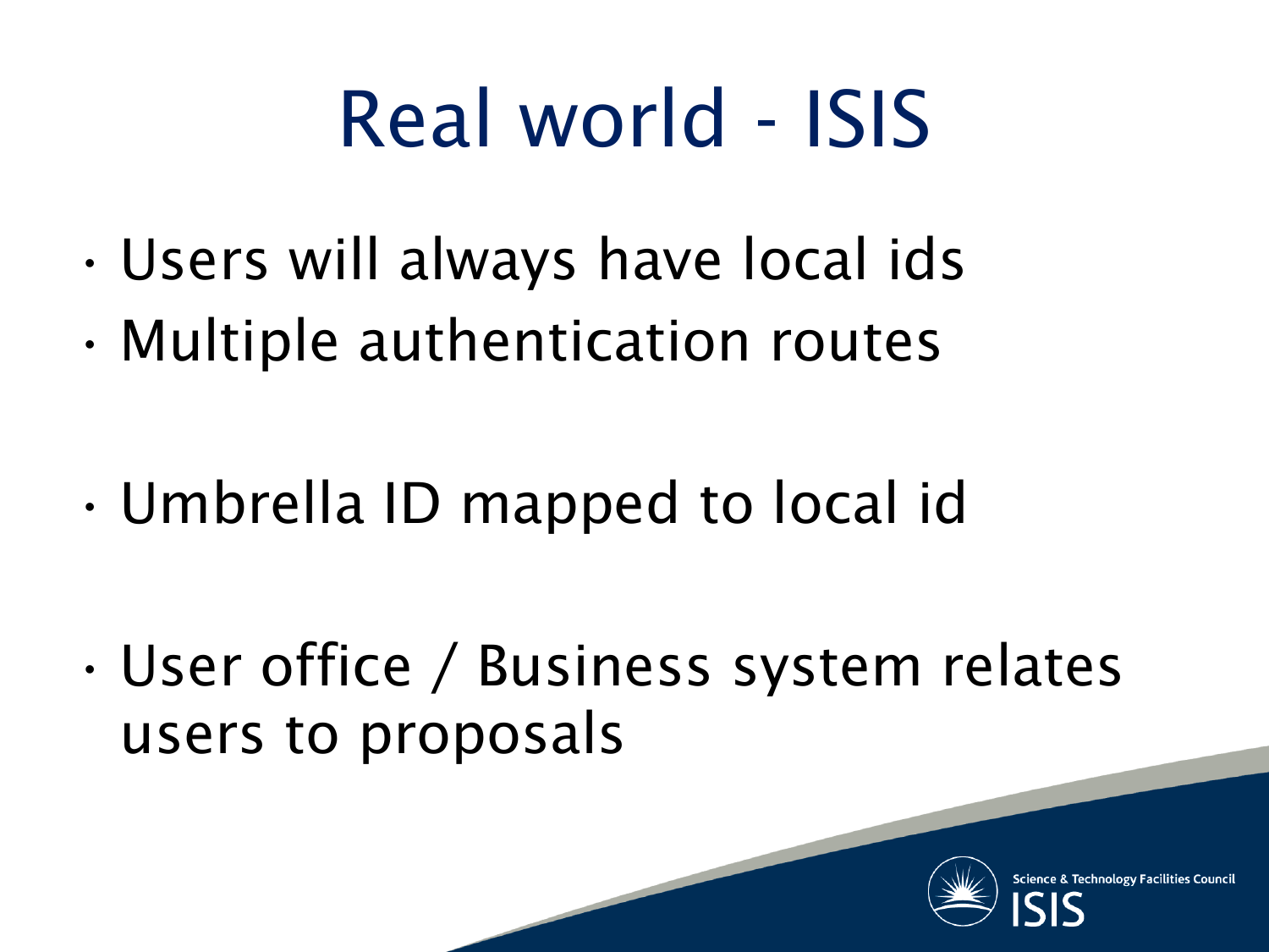# Real world - ISIS

- Users will always have local ids
- Multiple authentication routes

- Umbrella ID mapped to local id

- User office / Business system relates users to proposals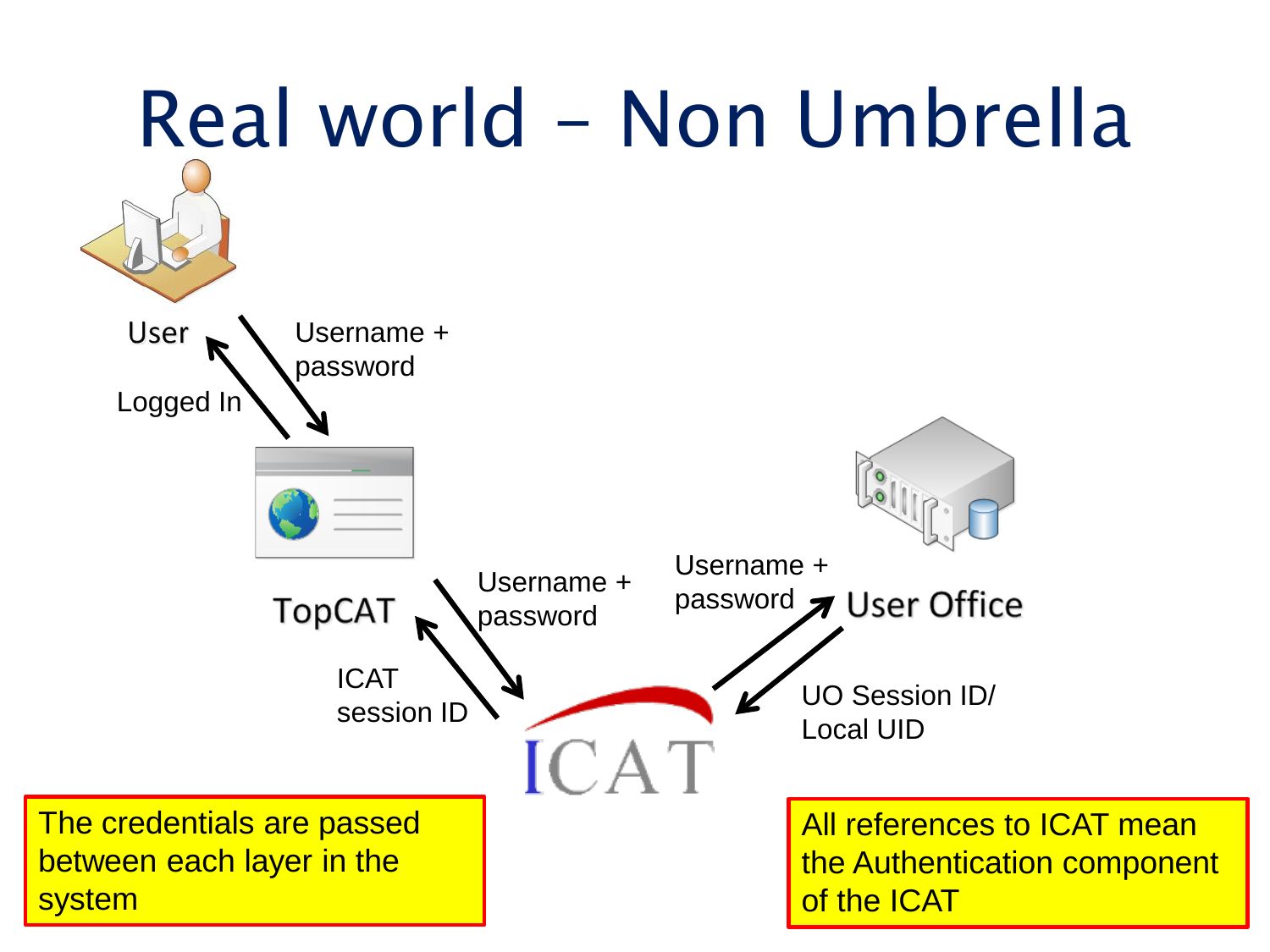# Real world – Non Umbrella

User

Username + password

Logged In

TopCAT

Username + password

ICAT session ID

Username + password

User Office

UO Session ID/ Local UID

ICAT

The credentials are passed between each layer in the system

All references to ICAT mean the Authentication component of the ICAT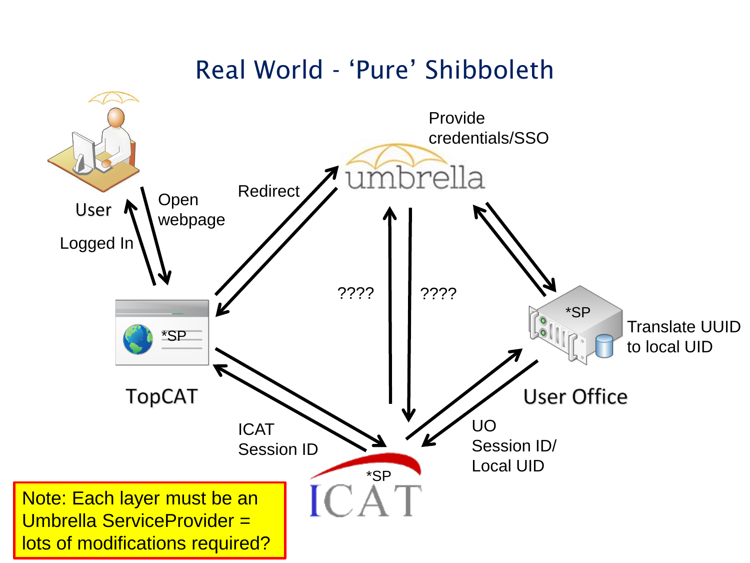# Real World - 'Pure' Shibboleth

User

Open webpage

Logged In

Redirect

Provide credentials/SSO

umbrella

????

????

TopCAT

*SP

ICAT Session ID

*SP

User Office

Translate UUID to local UID

UO Session ID/ Local UID

*SP

ICAT

Note: Each layer must be an Umbrella ServiceProvider = lots of modifications required?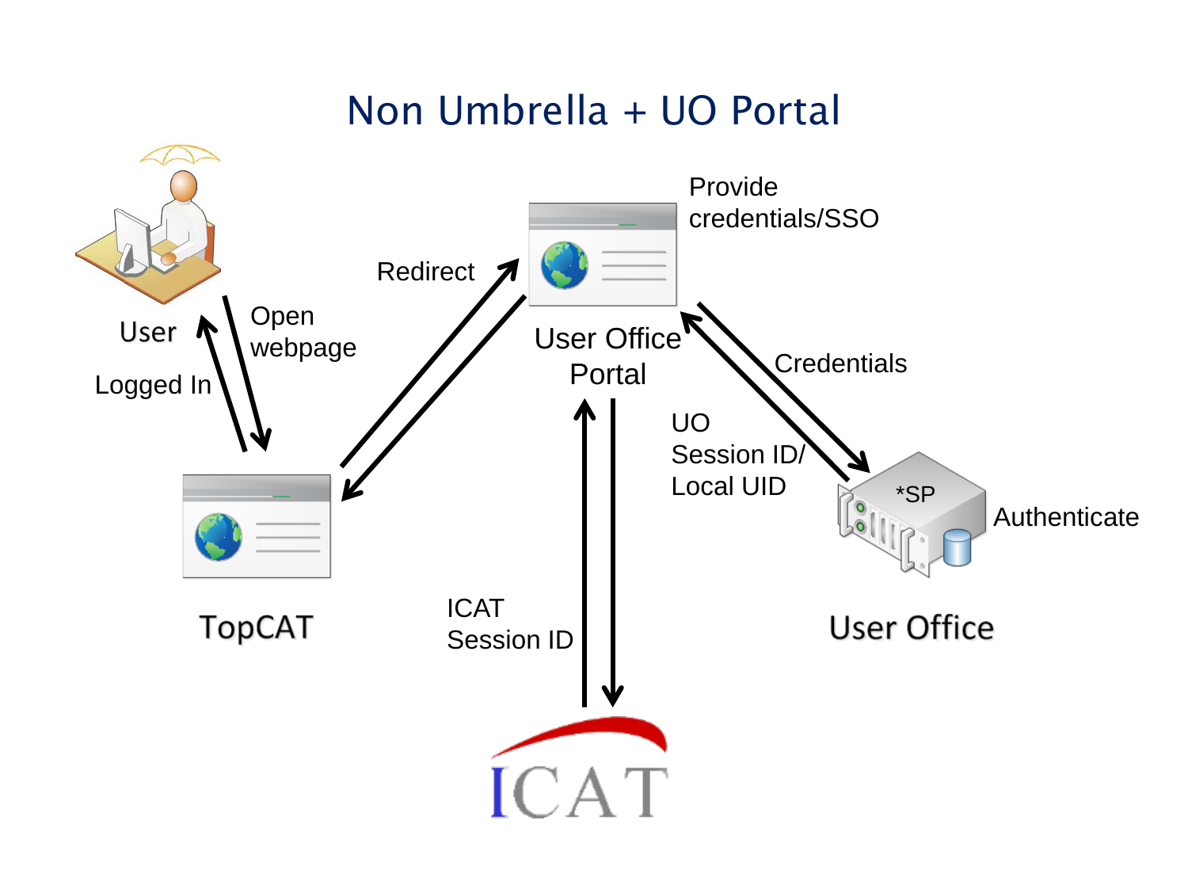# Non Umbrella + UO Portal

User

Open webpage

Logged In

TopCAT

Redirect

User Office Portal

Provide credentials/SSO

Credentials

UO Session ID/ Local UID

*SP

Authenticate

User Office

ICAT Session ID

ICAT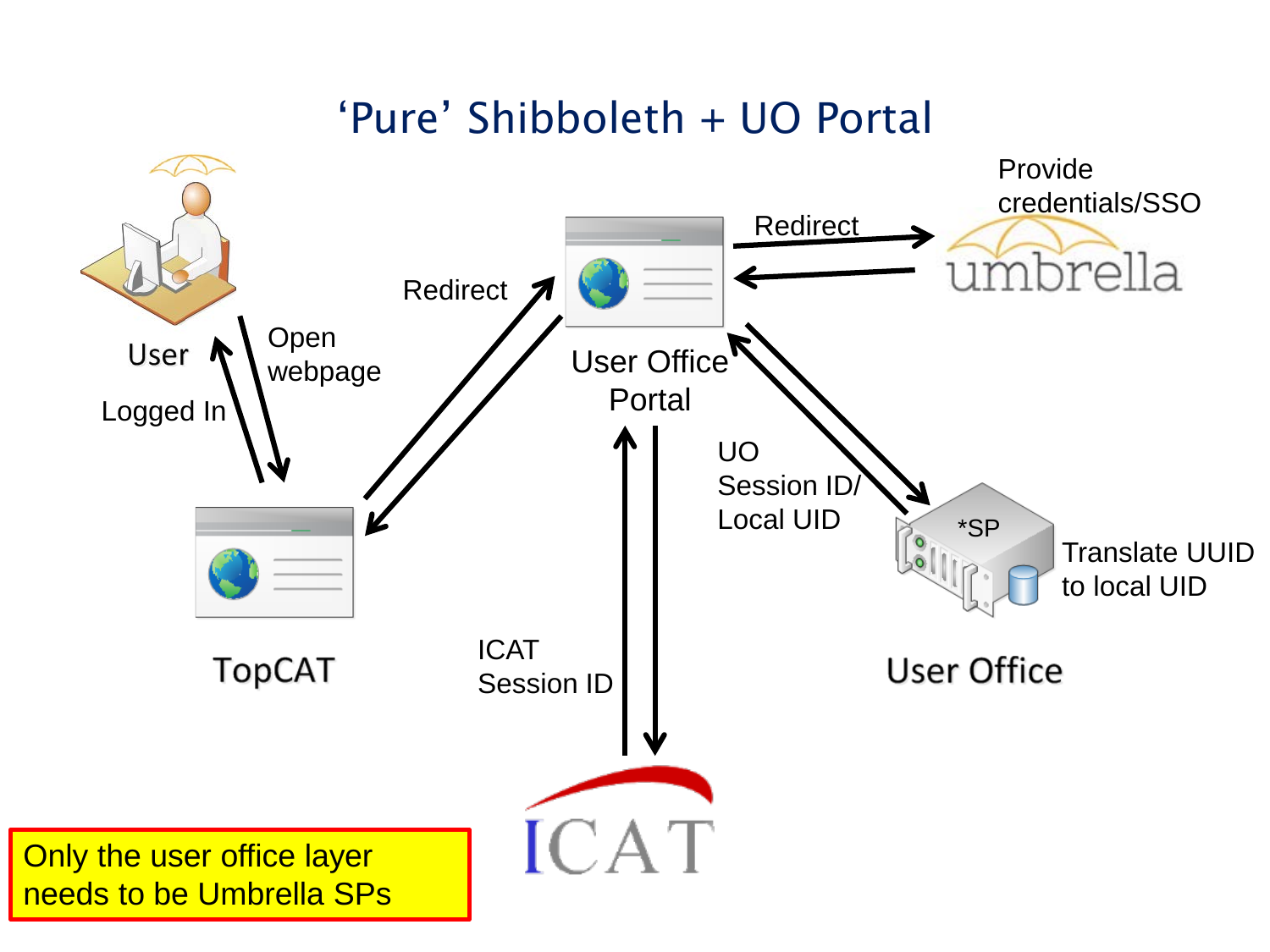# 'Pure' Shibboleth + UO Portal

User

Open webpage

Logged In

Redirect

User Office Portal

Redirect

Provide credentials/SSO

umbrella

UO Session ID/ Local UID

*SP

Translate UUID to local UID

User Office

TopCAT

ICAT Session ID

ICAT

Only the user office layer needs to be Umbrella SPs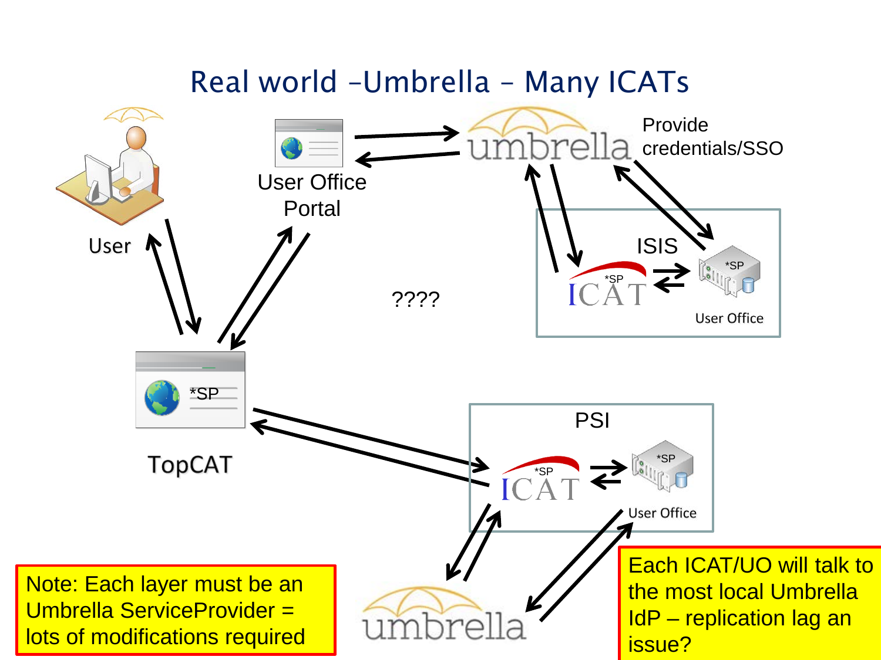# Real world –Umbrella – Many ICATs

User

User Office Portal

umbrella

Provide credentials/SSO

ISIS

*SP

ICAT

*SP

User Office

????

*SP

TopCAT

PSI

*SP

ICAT

*SP

User Office

umbrella

Note: Each layer must be an Umbrella ServiceProvider = lots of modifications required

Each ICAT/UO will talk to the most local Umbrella IdP – replication lag an issue?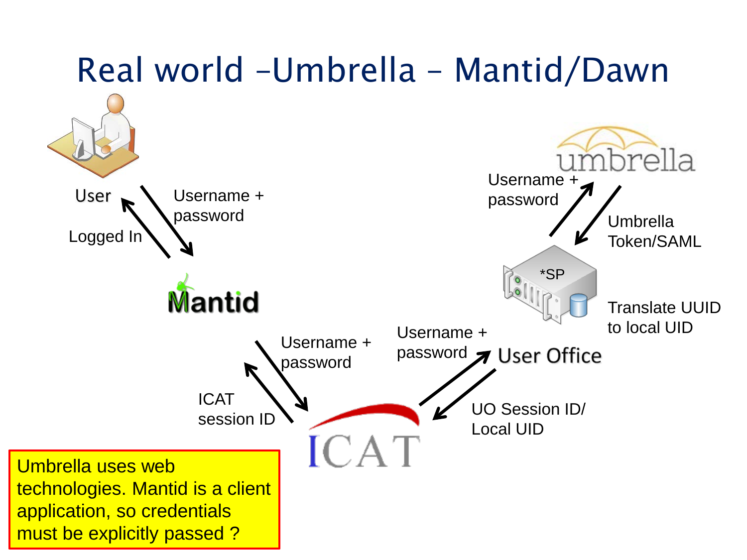# Real world –Umbrella – Mantid/Dawn

User

Username + password

Logged In

Mantid

Username + password

ICAT session ID

ICAT

Username + password

UO Session ID/ Local UID

User Office

*SP

Translate UUID to local UID

Username + password

Umbrella Token/SAML

umbrella

Umbrella uses web technologies. Mantid is a client application, so credentials must be explicitly passed ?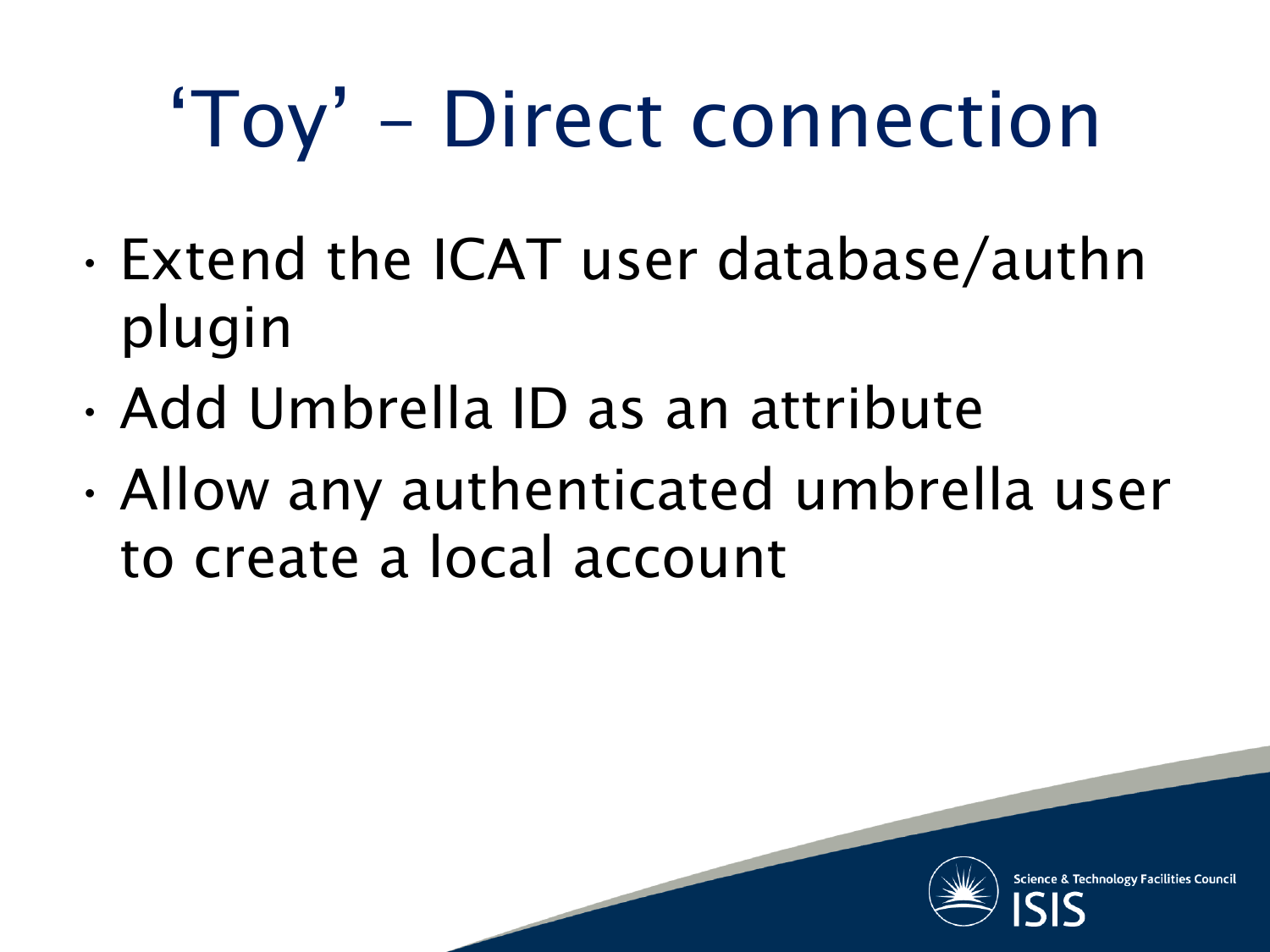# 'Toy' – Direct connection

- Extend the ICAT user database/authn plugin
- Add Umbrella ID as an attribute
- Allow any authenticated umbrella user to create a local account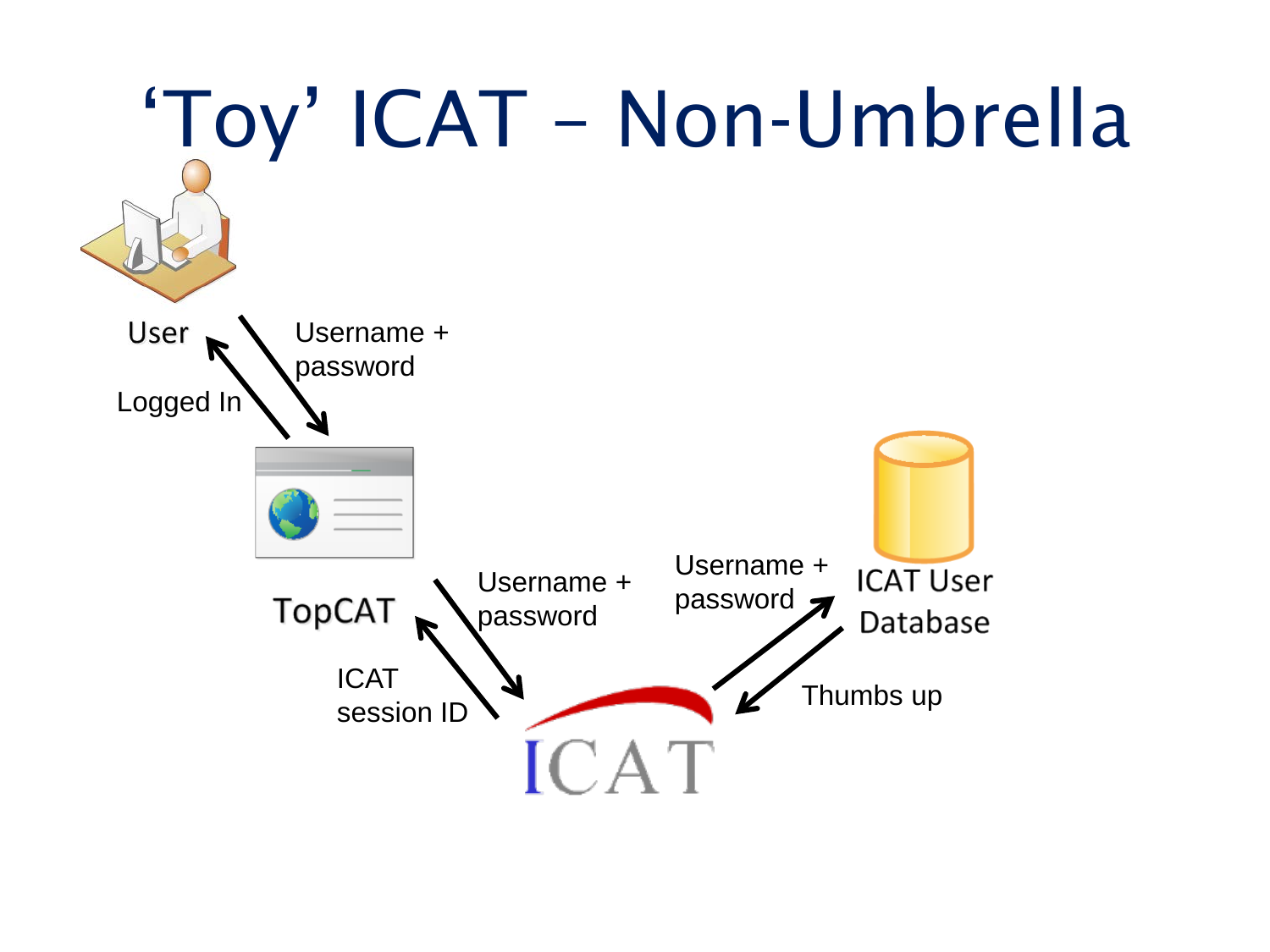# 'Toy' ICAT – Non-Umbrella

User

Username + password

Logged In

TopCAT

Username + password

ICAT session ID

ICAT

Username + password

Thumbs up

ICAT User Database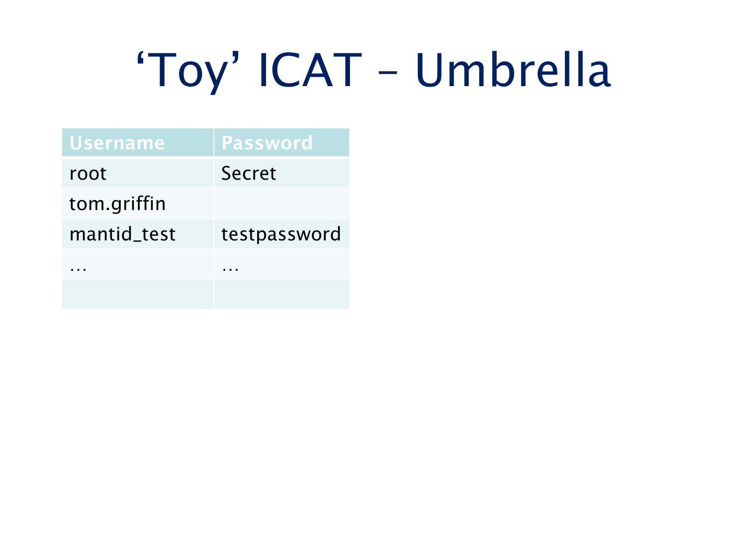# ‘Toy’ ICAT – Umbrella

| Username | Password |
| --- | --- |
| root | Secret |
| tom.griffin | |
| mantid_test | testpassword |
| … | … |
| | |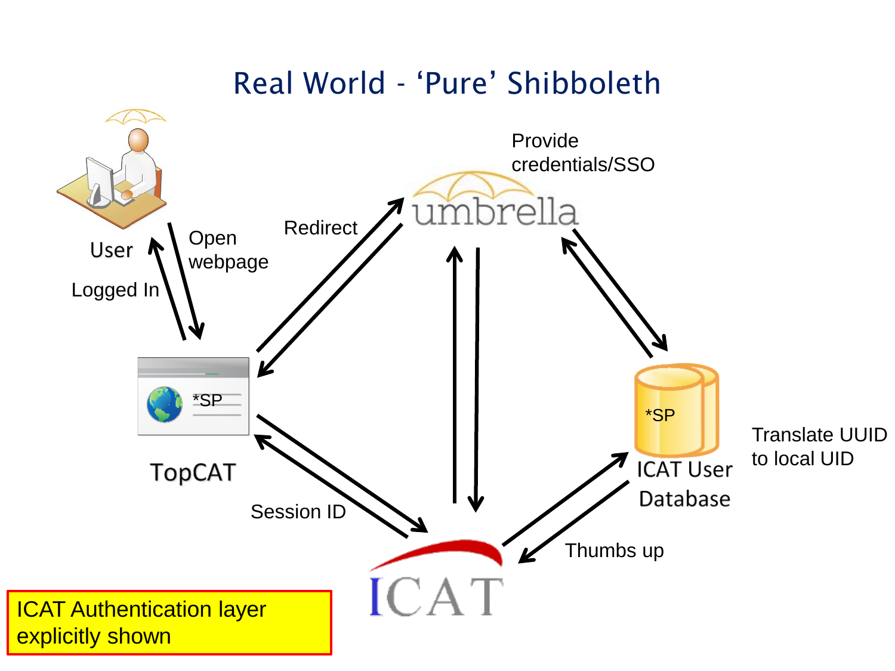# Real World - ‘Pure’ Shibboleth

User

Open webpage

Logged In

Redirect

Provide credentials/SSO

umbrella

TopCAT

*SP

Session ID

ICAT

*SP

ICAT User Database

Translate UUID to local UID

Thumbs up

ICAT Authentication layer explicitly shown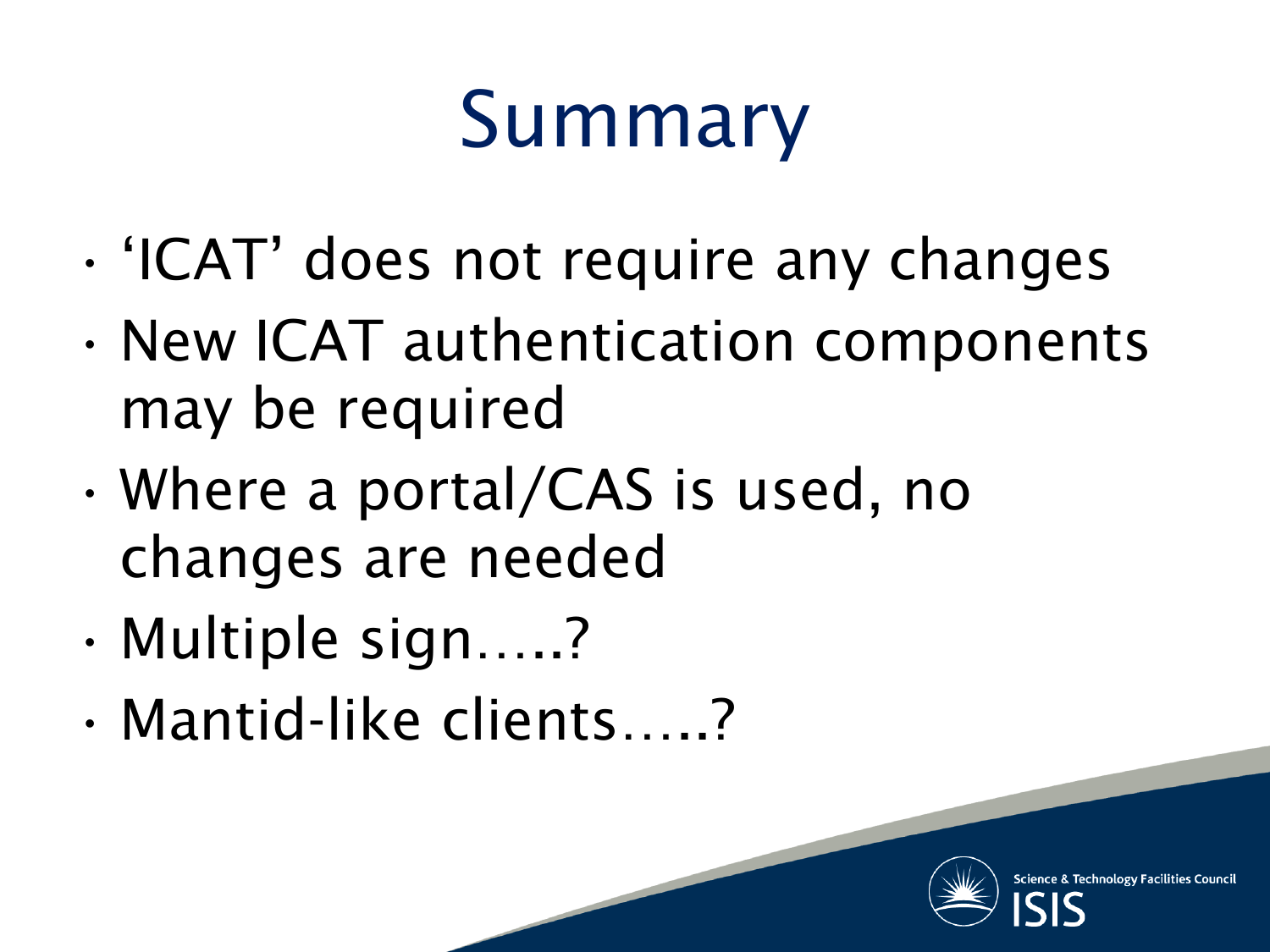# Summary

- 'ICAT' does not require any changes
- New ICAT authentication components may be required
- Where a portal/CAS is used, no changes are needed
- Multiple sign…..?
- Mantid-like clients…..?